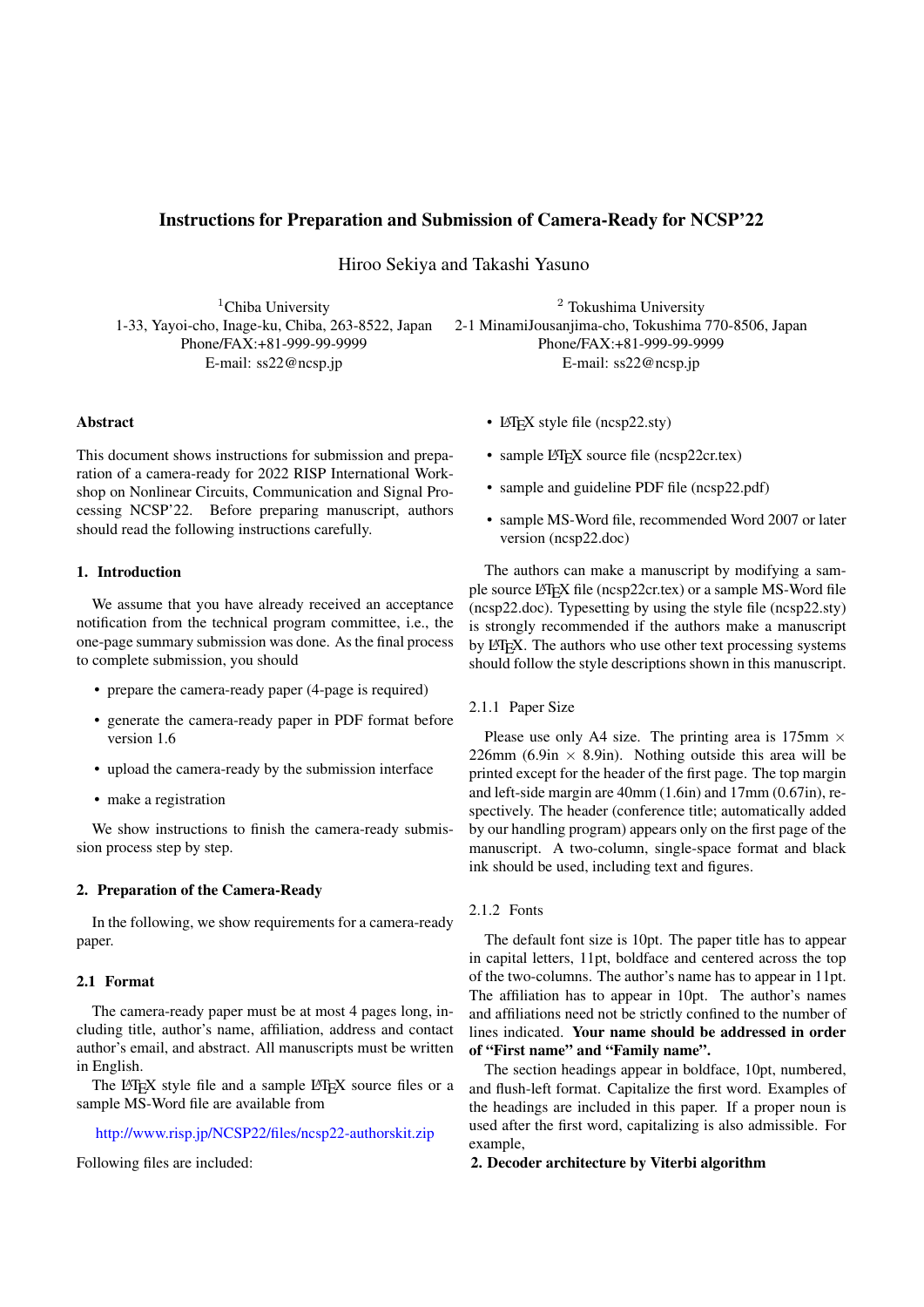# Instructions for Preparation and Submission of Camera-Ready for NCSP'22

Hiroo Sekiya and Takashi Yasuno

[1]Chiba University
1-33, Yayoi-cho, Inage-ku, Chiba, 263-8522, Japan
Phone/FAX:+81-999-99-9999
E-mail: ss22@ncsp.jp

[2] Tokushima University
2-1 MinamiJousanjima-cho, Tokushima 770-8506, Japan
Phone/FAX:+81-999-99-9999
E-mail: ss22@ncsp.jp

## Abstract

This document shows instructions for submission and preparation of a camera-ready for 2022 RISP International Workshop on Nonlinear Circuits, Communication and Signal Processing NCSP'22. Before preparing manuscript, authors should read the following instructions carefully.

## 1. Introduction

We assume that you have already received an acceptance notification from the technical program committee, i.e., the one-page summary submission was done. As the final process to complete submission, you should

- prepare the camera-ready paper (4-page is required)
- generate the camera-ready paper in PDF format before version 1.6
- upload the camera-ready by the submission interface
- make a registration

We show instructions to finish the camera-ready submission process step by step.

## 2. Preparation of the Camera-Ready

In the following, we show requirements for a camera-ready paper.

### 2.1 Format

The camera-ready paper must be at most 4 pages long, including title, author's name, affiliation, address and contact author's email, and abstract. All manuscripts must be written in English.

The LaTeX style file and a sample LaTeX source files or a sample MS-Word file are available from

http://www.risp.jp/NCSP22/files/ncsp22-authorskit.zip

Following files are included:

- LaTeX style file (ncsp22.sty)
- sample LaTeX source file (ncsp22cr.tex)
- sample and guideline PDF file (ncsp22.pdf)
- sample MS-Word file, recommended Word 2007 or later version (ncsp22.doc)

The authors can make a manuscript by modifying a sample source LaTeX file (ncsp22cr.tex) or a sample MS-Word file (ncsp22.doc). Typesetting by using the style file (ncsp22.sty) is strongly recommended if the authors make a manuscript by LaTeX. The authors who use other text processing systems should follow the style descriptions shown in this manuscript.

#### 2.1.1 Paper Size

Please use only A4 size. The printing area is 175mm $\times$ 226mm (6.9in $\times$ 8.9in). Nothing outside this area will be printed except for the header of the first page. The top margin and left-side margin are 40mm (1.6in) and 17mm (0.67in), respectively. The header (conference title; automatically added by our handling program) appears only on the first page of the manuscript. A two-column, single-space format and black ink should be used, including text and figures.

#### 2.1.2 Fonts

The default font size is 10pt. The paper title has to appear in capital letters, 11pt, boldface and centered across the top of the two-columns. The author's name has to appear in 11pt. The affiliation has to appear in 10pt. The author's names and affiliations need not be strictly confined to the number of lines indicated. **Your name should be addressed in order of "First name" and "Family name".**

The section headings appear in boldface, 10pt, numbered, and flush-left format. Capitalize the first word. Examples of the headings are included in this paper. If a proper noun is used after the first word, capitalizing is also admissible. For example,

**2. Decoder architecture by Viterbi algorithm**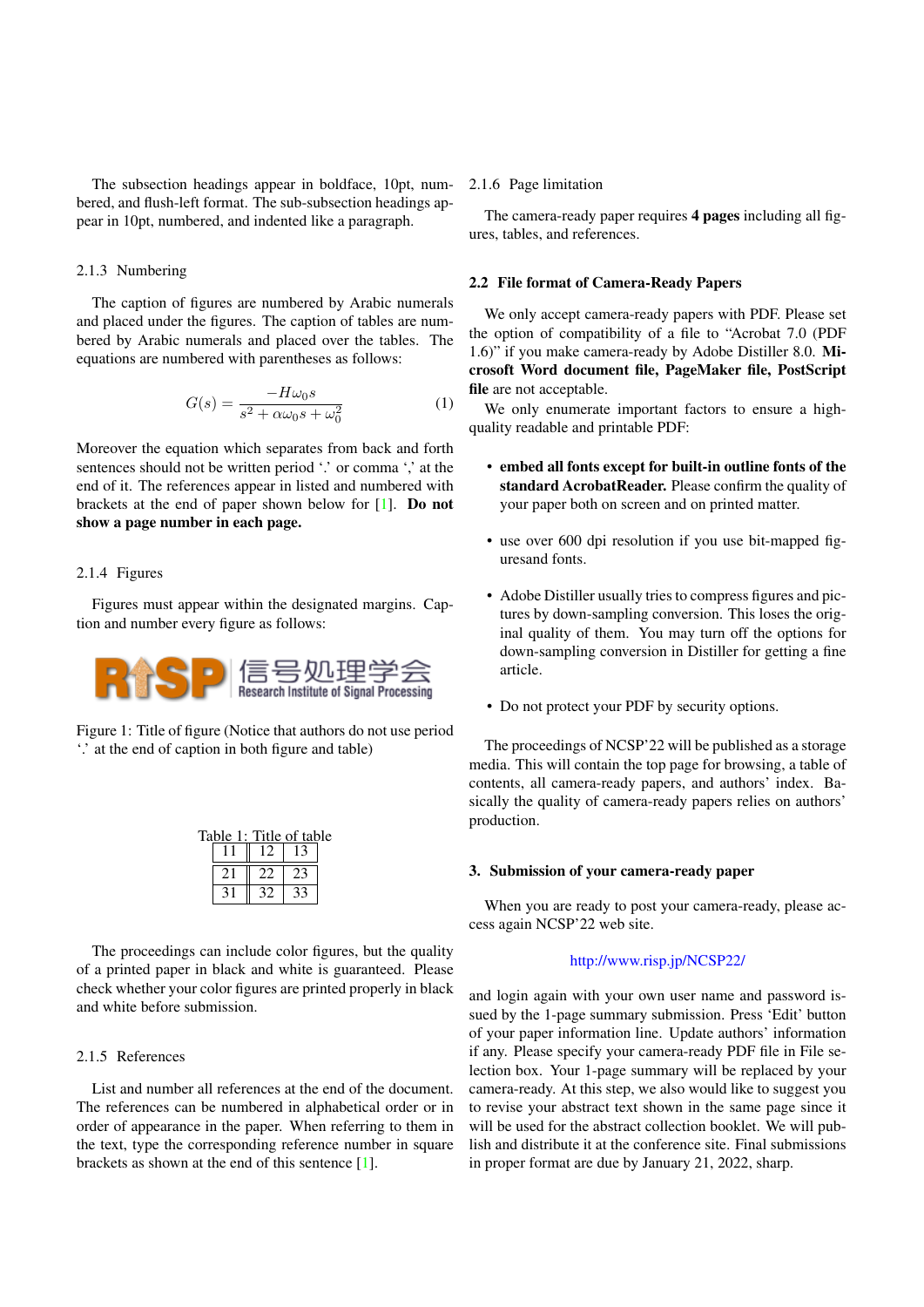The subsection headings appear in boldface, 10pt, numbered, and flush-left format. The sub-subsection headings appear in 10pt, numbered, and indented like a paragraph.

#### 2.1.3 Numbering

The caption of figures are numbered by Arabic numerals and placed under the figures. The caption of tables are numbered by Arabic numerals and placed over the tables. The equations are numbered with parentheses as follows:

$$G(s) = \frac{-H\omega_0 s}{s^2 + \alpha\omega_0 s + \omega_0^2} \tag{1}$$

Moreover the equation which separates from back and forth sentences should not be written period '.' or comma ',' at the end of it. The references appear in listed and numbered with brackets at the end of paper shown below for [1]. **Do not show a page number in each page.**

#### 2.1.4 Figures

Figures must appear within the designated margins. Caption and number every figure as follows:

Figure 1: Title of figure (Notice that authors do not use period '.' at the end of caption in both figure and table)

Table 1: Title of table

| 11 | 12 | 13 |
|---|---|---|
| 21 | 22 | 23 |
| 31 | 32 | 33 |

The proceedings can include color figures, but the quality of a printed paper in black and white is guaranteed. Please check whether your color figures are printed properly in black and white before submission.

#### 2.1.5 References

List and number all references at the end of the document. The references can be numbered in alphabetical order or in order of appearance in the paper. When referring to them in the text, type the corresponding reference number in square brackets as shown at the end of this sentence [1].

#### 2.1.6 Page limitation

The camera-ready paper requires **4 pages** including all figures, tables, and references.

### 2.2 File format of Camera-Ready Papers

We only accept camera-ready papers with PDF. Please set the option of compatibility of a file to "Acrobat 7.0 (PDF 1.6)" if you make camera-ready by Adobe Distiller 8.0. **Microsoft Word document file, PageMaker file, PostScript file** are not acceptable.

We only enumerate important factors to ensure a high-quality readable and printable PDF:

- **embed all fonts except for built-in outline fonts of the standard AcrobatReader.** Please confirm the quality of your paper both on screen and on printed matter.
- use over 600 dpi resolution if you use bit-mapped figuresand fonts.
- Adobe Distiller usually tries to compress figures and pictures by down-sampling conversion. This loses the original quality of them. You may turn off the options for down-sampling conversion in Distiller for getting a fine article.
- Do not protect your PDF by security options.

The proceedings of NCSP'22 will be published as a storage media. This will contain the top page for browsing, a table of contents, all camera-ready papers, and authors' index. Basically the quality of camera-ready papers relies on authors' production.

## 3. Submission of your camera-ready paper

When you are ready to post your camera-ready, please access again NCSP'22 web site.

http://www.risp.jp/NCSP22/

and login again with your own user name and password issued by the 1-page summary submission. Press 'Edit' button of your paper information line. Update authors' information if any. Please specify your camera-ready PDF file in File selection box. Your 1-page summary will be replaced by your camera-ready. At this step, we also would like to suggest you to revise your abstract text shown in the same page since it will be used for the abstract collection booklet. We will publish and distribute it at the conference site. Final submissions in proper format are due by January 21, 2022, sharp.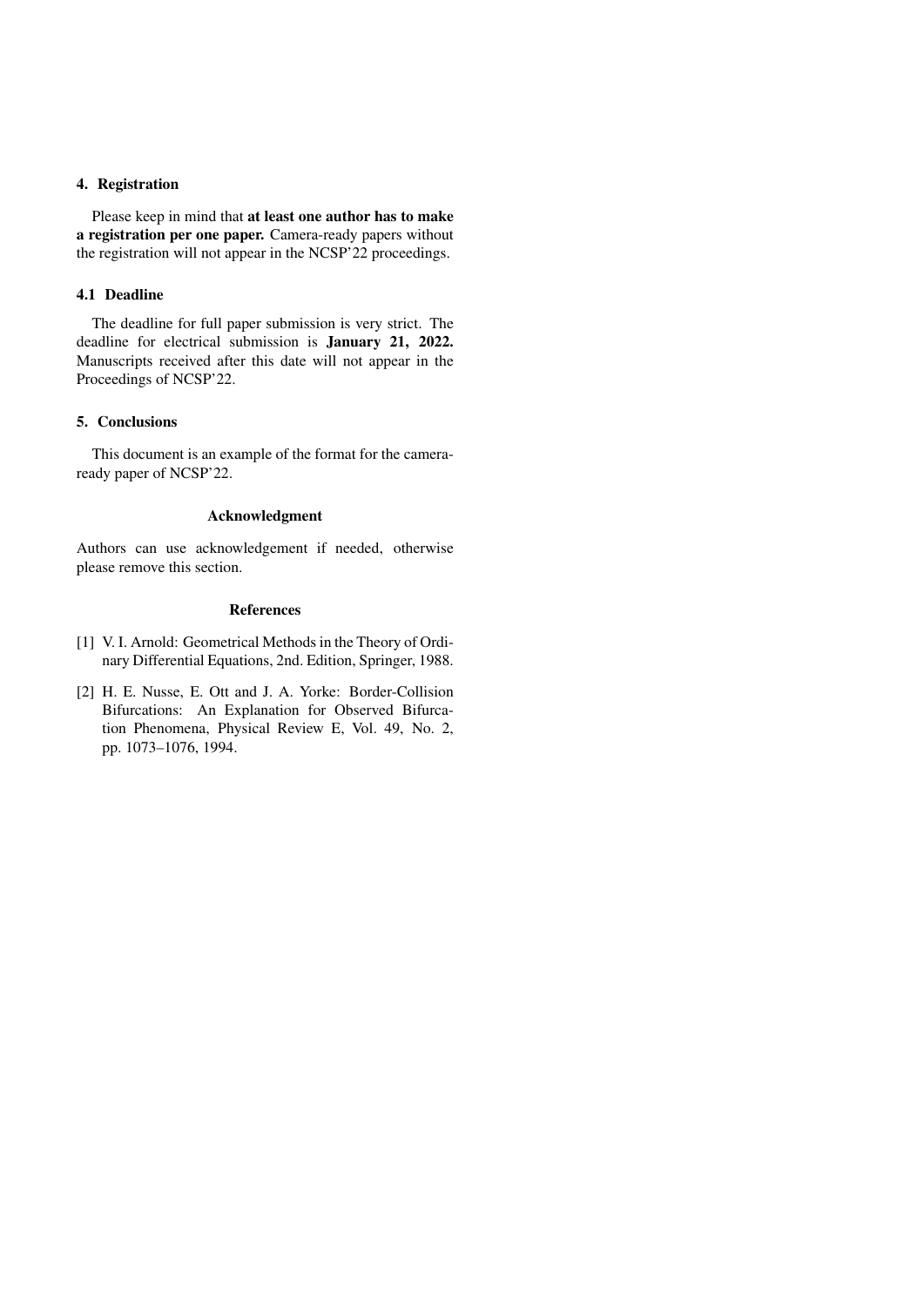## 4. Registration

Please keep in mind that **at least one author has to make a registration per one paper.** Camera-ready papers without the registration will not appear in the NCSP'22 proceedings.

### 4.1 Deadline

The deadline for full paper submission is very strict. The deadline for electrical submission is **January 21, 2022.** Manuscripts received after this date will not appear in the Proceedings of NCSP'22.

## 5. Conclusions

This document is an example of the format for the camera-ready paper of NCSP'22.

### Acknowledgment

Authors can use acknowledgement if needed, otherwise please remove this section.

### References

[1] V. I. Arnold: Geometrical Methods in the Theory of Ordinary Differential Equations, 2nd. Edition, Springer, 1988.

[2] H. E. Nusse, E. Ott and J. A. Yorke: Border-Collision Bifurcations: An Explanation for Observed Bifurcation Phenomena, Physical Review E, Vol. 49, No. 2, pp. 1073–1076, 1994.